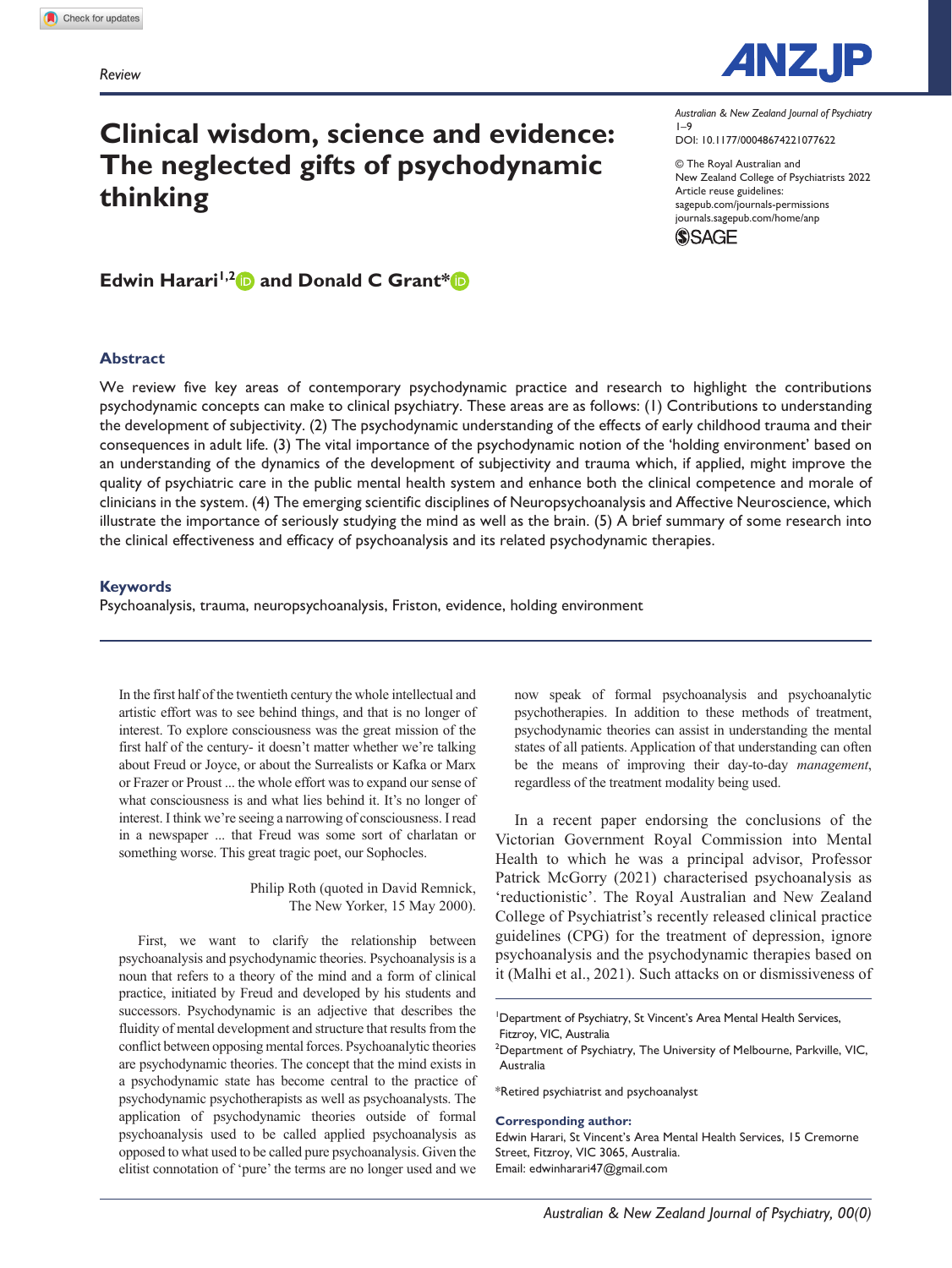Review

# Clinical wisdom, science and evidence: The neglected gifts of psychodynamic thinking

Australian & New Zealand Journal of Psychiatry
1–9
DOI: 10.1177/00048674221077622

© The Royal Australian and New Zealand College of Psychiatrists 2022
Article reuse guidelines: sagepub.com/journals-permissions
journals.sagepub.com/home/anp

**Edwin Harari[1,2] and Donald C Grant***

## Abstract

We review five key areas of contemporary psychodynamic practice and research to highlight the contributions psychodynamic concepts can make to clinical psychiatry. These areas are as follows: (1) Contributions to understanding the development of subjectivity. (2) The psychodynamic understanding of the effects of early childhood trauma and their consequences in adult life. (3) The vital importance of the psychodynamic notion of the 'holding environment' based on an understanding of the dynamics of the development of subjectivity and trauma which, if applied, might improve the quality of psychiatric care in the public mental health system and enhance both the clinical competence and morale of clinicians in the system. (4) The emerging scientific disciplines of Neuropsychoanalysis and Affective Neuroscience, which illustrate the importance of seriously studying the mind as well as the brain. (5) A brief summary of some research into the clinical effectiveness and efficacy of psychoanalysis and its related psychodynamic therapies.

## Keywords

Psychoanalysis, trauma, neuropsychoanalysis, Friston, evidence, holding environment

> In the first half of the twentieth century the whole intellectual and artistic effort was to see behind things, and that is no longer of interest. To explore consciousness was the great mission of the first half of the century- it doesn't matter whether we're talking about Freud or Joyce, or about the Surrealists or Kafka or Marx or Frazer or Proust ... the whole effort was to expand our sense of what consciousness is and what lies behind it. It's no longer of interest. I think we're seeing a narrowing of consciousness. I read in a newspaper ... that Freud was some sort of charlatan or something worse. This great tragic poet, our Sophocles.
>
> Philip Roth (quoted in David Remnick, The New Yorker, 15 May 2000).

First, we want to clarify the relationship between psychoanalysis and psychodynamic theories. Psychoanalysis is a noun that refers to a theory of the mind and a form of clinical practice, initiated by Freud and developed by his students and successors. Psychodynamic is an adjective that describes the fluidity of mental development and structure that results from the conflict between opposing mental forces. Psychoanalytic theories are psychodynamic theories. The concept that the mind exists in a psychodynamic state has become central to the practice of psychodynamic psychotherapists as well as psychoanalysts. The application of psychodynamic theories outside of formal psychoanalysis used to be called applied psychoanalysis as opposed to what used to be called pure psychoanalysis. Given the elitist connotation of 'pure' the terms are no longer used and we now speak of formal psychoanalysis and psychoanalytic psychotherapies. In addition to these methods of treatment, psychodynamic theories can assist in understanding the mental states of all patients. Application of that understanding can often be the means of improving their day-to-day *management*, regardless of the treatment modality being used.

In a recent paper endorsing the conclusions of the Victorian Government Royal Commission into Mental Health to which he was a principal advisor, Professor Patrick McGorry (2021) characterised psychoanalysis as 'reductionistic'. The Royal Australian and New Zealand College of Psychiatrist's recently released clinical practice guidelines (CPG) for the treatment of depression, ignore psychoanalysis and the psychodynamic therapies based on it (Malhi et al., 2021). Such attacks on or dismissiveness of

[1]Department of Psychiatry, St Vincent's Area Mental Health Services, Fitzroy, VIC, Australia
[2]Department of Psychiatry, The University of Melbourne, Parkville, VIC, Australia

*Retired psychiatrist and psychoanalyst

**Corresponding author:**
Edwin Harari, St Vincent's Area Mental Health Services, 15 Cremorne Street, Fitzroy, VIC 3065, Australia.
Email: edwinharari47@gmail.com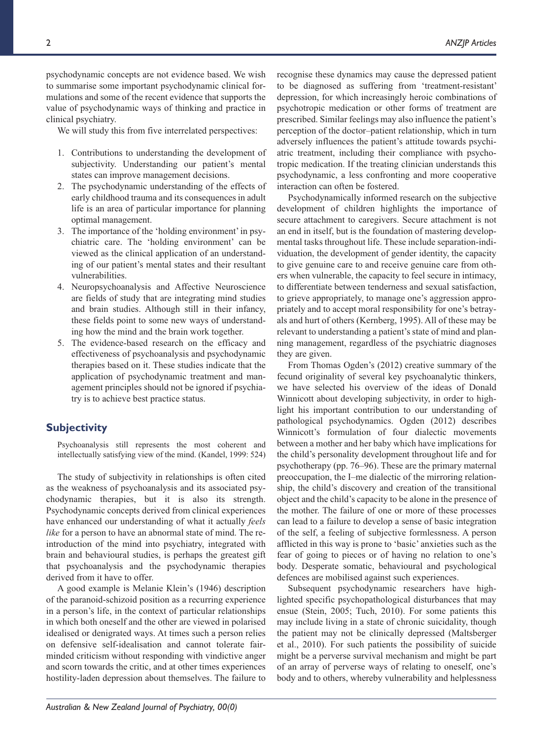psychodynamic concepts are not evidence based. We wish to summarise some important psychodynamic clinical formulations and some of the recent evidence that supports the value of psychodynamic ways of thinking and practice in clinical psychiatry.

We will study this from five interrelated perspectives:

1. Contributions to understanding the development of subjectivity. Understanding our patient's mental states can improve management decisions.
2. The psychodynamic understanding of the effects of early childhood trauma and its consequences in adult life is an area of particular importance for planning optimal management.
3. The importance of the 'holding environment' in psychiatric care. The 'holding environment' can be viewed as the clinical application of an understanding of our patient's mental states and their resultant vulnerabilities.
4. Neuropsychoanalysis and Affective Neuroscience are fields of study that are integrating mind studies and brain studies. Although still in their infancy, these fields point to some new ways of understanding how the mind and the brain work together.
5. The evidence-based research on the efficacy and effectiveness of psychoanalysis and psychodynamic therapies based on it. These studies indicate that the application of psychodynamic treatment and management principles should not be ignored if psychiatry is to achieve best practice status.

## Subjectivity

> Psychoanalysis still represents the most coherent and intellectually satisfying view of the mind. (Kandel, 1999: 524)

The study of subjectivity in relationships is often cited as the weakness of psychoanalysis and its associated psychodynamic therapies, but it is also its strength. Psychodynamic concepts derived from clinical experiences have enhanced our understanding of what it actually *feels like* for a person to have an abnormal state of mind. The re-introduction of the mind into psychiatry, integrated with brain and behavioural studies, is perhaps the greatest gift that psychoanalysis and the psychodynamic therapies derived from it have to offer.

A good example is Melanie Klein's (1946) description of the paranoid-schizoid position as a recurring experience in a person's life, in the context of particular relationships in which both oneself and the other are viewed in polarised idealised or denigrated ways. At times such a person relies on defensive self-idealisation and cannot tolerate fair-minded criticism without responding with vindictive anger and scorn towards the critic, and at other times experiences hostility-laden depression about themselves. The failure to recognise these dynamics may cause the depressed patient to be diagnosed as suffering from 'treatment-resistant' depression, for which increasingly heroic combinations of psychotropic medication or other forms of treatment are prescribed. Similar feelings may also influence the patient's perception of the doctor–patient relationship, which in turn adversely influences the patient's attitude towards psychiatric treatment, including their compliance with psychotropic medication. If the treating clinician understands this psychodynamic, a less confronting and more cooperative interaction can often be fostered.

Psychodynamically informed research on the subjective development of children highlights the importance of secure attachment to caregivers. Secure attachment is not an end in itself, but is the foundation of mastering developmental tasks throughout life. These include separation-individuation, the development of gender identity, the capacity to give genuine care to and receive genuine care from others when vulnerable, the capacity to feel secure in intimacy, to differentiate between tenderness and sexual satisfaction, to grieve appropriately, to manage one's aggression appropriately and to accept moral responsibility for one's betrayals and hurt of others (Kernberg, 1995). All of these may be relevant to understanding a patient's state of mind and planning management, regardless of the psychiatric diagnoses they are given.

From Thomas Ogden's (2012) creative summary of the fecund originality of several key psychoanalytic thinkers, we have selected his overview of the ideas of Donald Winnicott about developing subjectivity, in order to highlight his important contribution to our understanding of pathological psychodynamics. Ogden (2012) describes Winnicott's formulation of four dialectic movements between a mother and her baby which have implications for the child's personality development throughout life and for psychotherapy (pp. 76–96). These are the primary maternal preoccupation, the I–me dialectic of the mirroring relationship, the child's discovery and creation of the transitional object and the child's capacity to be alone in the presence of the mother. The failure of one or more of these processes can lead to a failure to develop a sense of basic integration of the self, a feeling of subjective formlessness. A person afflicted in this way is prone to 'basic' anxieties such as the fear of going to pieces or of having no relation to one's body. Desperate somatic, behavioural and psychological defences are mobilised against such experiences.

Subsequent psychodynamic researchers have highlighted specific psychopathological disturbances that may ensue (Stein, 2005; Tuch, 2010). For some patients this may include living in a state of chronic suicidality, though the patient may not be clinically depressed (Maltsberger et al., 2010). For such patients the possibility of suicide might be a perverse survival mechanism and might be part of an array of perverse ways of relating to oneself, one's body and to others, whereby vulnerability and helplessness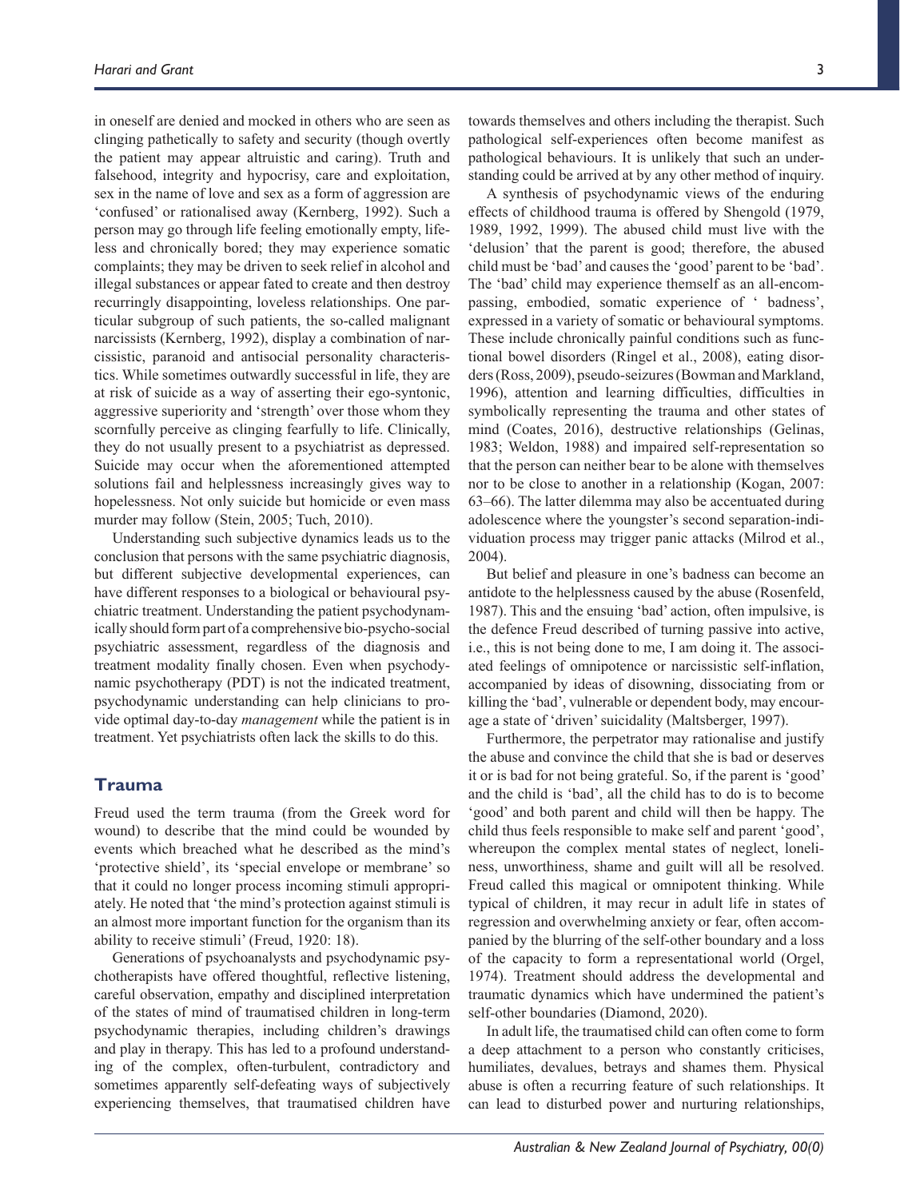in oneself are denied and mocked in others who are seen as clinging pathetically to safety and security (though overtly the patient may appear altruistic and caring). Truth and falsehood, integrity and hypocrisy, care and exploitation, sex in the name of love and sex as a form of aggression are 'confused' or rationalised away (Kernberg, 1992). Such a person may go through life feeling emotionally empty, lifeless and chronically bored; they may experience somatic complaints; they may be driven to seek relief in alcohol and illegal substances or appear fated to create and then destroy recurringly disappointing, loveless relationships. One particular subgroup of such patients, the so-called malignant narcissists (Kernberg, 1992), display a combination of narcissistic, paranoid and antisocial personality characteristics. While sometimes outwardly successful in life, they are at risk of suicide as a way of asserting their ego-syntonic, aggressive superiority and 'strength' over those whom they scornfully perceive as clinging fearfully to life. Clinically, they do not usually present to a psychiatrist as depressed. Suicide may occur when the aforementioned attempted solutions fail and helplessness increasingly gives way to hopelessness. Not only suicide but homicide or even mass murder may follow (Stein, 2005; Tuch, 2010).

Understanding such subjective dynamics leads us to the conclusion that persons with the same psychiatric diagnosis, but different subjective developmental experiences, can have different responses to a biological or behavioural psychiatric treatment. Understanding the patient psychodynamically should form part of a comprehensive bio-psycho-social psychiatric assessment, regardless of the diagnosis and treatment modality finally chosen. Even when psychodynamic psychotherapy (PDT) is not the indicated treatment, psychodynamic understanding can help clinicians to provide optimal day-to-day *management* while the patient is in treatment. Yet psychiatrists often lack the skills to do this.

## Trauma

Freud used the term trauma (from the Greek word for wound) to describe that the mind could be wounded by events which breached what he described as the mind's 'protective shield', its 'special envelope or membrane' so that it could no longer process incoming stimuli appropriately. He noted that 'the mind's protection against stimuli is an almost more important function for the organism than its ability to receive stimuli' (Freud, 1920: 18).

Generations of psychoanalysts and psychodynamic psychotherapists have offered thoughtful, reflective listening, careful observation, empathy and disciplined interpretation of the states of mind of traumatised children in long-term psychodynamic therapies, including children's drawings and play in therapy. This has led to a profound understanding of the complex, often-turbulent, contradictory and sometimes apparently self-defeating ways of subjectively experiencing themselves, that traumatised children have towards themselves and others including the therapist. Such pathological self-experiences often become manifest as pathological behaviours. It is unlikely that such an understanding could be arrived at by any other method of inquiry.

A synthesis of psychodynamic views of the enduring effects of childhood trauma is offered by Shengold (1979, 1989, 1992, 1999). The abused child must live with the 'delusion' that the parent is good; therefore, the abused child must be 'bad' and causes the 'good' parent to be 'bad'. The 'bad' child may experience themself as an all-encompassing, embodied, somatic experience of ' badness', expressed in a variety of somatic or behavioural symptoms. These include chronically painful conditions such as functional bowel disorders (Ringel et al., 2008), eating disorders (Ross, 2009), pseudo-seizures (Bowman and Markland, 1996), attention and learning difficulties, difficulties in symbolically representing the trauma and other states of mind (Coates, 2016), destructive relationships (Gelinas, 1983; Weldon, 1988) and impaired self-representation so that the person can neither bear to be alone with themselves nor to be close to another in a relationship (Kogan, 2007: 63–66). The latter dilemma may also be accentuated during adolescence where the youngster's second separation-individuation process may trigger panic attacks (Milrod et al., 2004).

But belief and pleasure in one's badness can become an antidote to the helplessness caused by the abuse (Rosenfeld, 1987). This and the ensuing 'bad' action, often impulsive, is the defence Freud described of turning passive into active, i.e., this is not being done to me, I am doing it. The associated feelings of omnipotence or narcissistic self-inflation, accompanied by ideas of disowning, dissociating from or killing the 'bad', vulnerable or dependent body, may encourage a state of 'driven' suicidality (Maltsberger, 1997).

Furthermore, the perpetrator may rationalise and justify the abuse and convince the child that she is bad or deserves it or is bad for not being grateful. So, if the parent is 'good' and the child is 'bad', all the child has to do is to become 'good' and both parent and child will then be happy. The child thus feels responsible to make self and parent 'good', whereupon the complex mental states of neglect, loneliness, unworthiness, shame and guilt will all be resolved. Freud called this magical or omnipotent thinking. While typical of children, it may recur in adult life in states of regression and overwhelming anxiety or fear, often accompanied by the blurring of the self-other boundary and a loss of the capacity to form a representational world (Orgel, 1974). Treatment should address the developmental and traumatic dynamics which have undermined the patient's self-other boundaries (Diamond, 2020).

In adult life, the traumatised child can often come to form a deep attachment to a person who constantly criticises, humiliates, devalues, betrays and shames them. Physical abuse is often a recurring feature of such relationships. It can lead to disturbed power and nurturing relationships,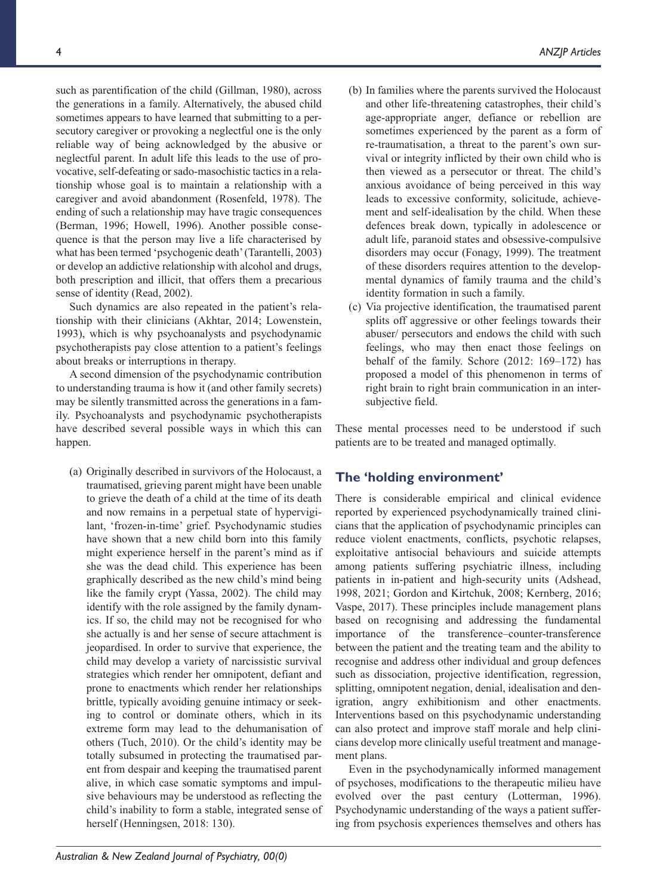such as parentification of the child (Gillman, 1980), across the generations in a family. Alternatively, the abused child sometimes appears to have learned that submitting to a persecutory caregiver or provoking a neglectful one is the only reliable way of being acknowledged by the abusive or neglectful parent. In adult life this leads to the use of provocative, self-defeating or sado-masochistic tactics in a relationship whose goal is to maintain a relationship with a caregiver and avoid abandonment (Rosenfeld, 1978). The ending of such a relationship may have tragic consequences (Berman, 1996; Howell, 1996). Another possible consequence is that the person may live a life characterised by what has been termed 'psychogenic death' (Tarantelli, 2003) or develop an addictive relationship with alcohol and drugs, both prescription and illicit, that offers them a precarious sense of identity (Read, 2002).

Such dynamics are also repeated in the patient's relationship with their clinicians (Akhtar, 2014; Lowenstein, 1993), which is why psychoanalysts and psychodynamic psychotherapists pay close attention to a patient's feelings about breaks or interruptions in therapy.

A second dimension of the psychodynamic contribution to understanding trauma is how it (and other family secrets) may be silently transmitted across the generations in a family. Psychoanalysts and psychodynamic psychotherapists have described several possible ways in which this can happen.

(a) Originally described in survivors of the Holocaust, a traumatised, grieving parent might have been unable to grieve the death of a child at the time of its death and now remains in a perpetual state of hypervigilant, 'frozen-in-time' grief. Psychodynamic studies have shown that a new child born into this family might experience herself in the parent's mind as if she was the dead child. This experience has been graphically described as the new child's mind being like the family crypt (Yassa, 2002). The child may identify with the role assigned by the family dynamics. If so, the child may not be recognised for who she actually is and her sense of secure attachment is jeopardised. In order to survive that experience, the child may develop a variety of narcissistic survival strategies which render her omnipotent, defiant and prone to enactments which render her relationships brittle, typically avoiding genuine intimacy or seeking to control or dominate others, which in its extreme form may lead to the dehumanisation of others (Tuch, 2010). Or the child's identity may be totally subsumed in protecting the traumatised parent from despair and keeping the traumatised parent alive, in which case somatic symptoms and impulsive behaviours may be understood as reflecting the child's inability to form a stable, integrated sense of herself (Henningsen, 2018: 130).

(b) In families where the parents survived the Holocaust and other life-threatening catastrophes, their child's age-appropriate anger, defiance or rebellion are sometimes experienced by the parent as a form of re-traumatisation, a threat to the parent's own survival or integrity inflicted by their own child who is then viewed as a persecutor or threat. The child's anxious avoidance of being perceived in this way leads to excessive conformity, solicitude, achievement and self-idealisation by the child. When these defences break down, typically in adolescence or adult life, paranoid states and obsessive-compulsive disorders may occur (Fonagy, 1999). The treatment of these disorders requires attention to the developmental dynamics of family trauma and the child's identity formation in such a family.

(c) Via projective identification, the traumatised parent splits off aggressive or other feelings towards their abuser/ persecutors and endows the child with such feelings, who may then enact those feelings on behalf of the family. Schore (2012: 169–172) has proposed a model of this phenomenon in terms of right brain to right brain communication in an intersubjective field.

These mental processes need to be understood if such patients are to be treated and managed optimally.

## The 'holding environment'

There is considerable empirical and clinical evidence reported by experienced psychodynamically trained clinicians that the application of psychodynamic principles can reduce violent enactments, conflicts, psychotic relapses, exploitative antisocial behaviours and suicide attempts among patients suffering psychiatric illness, including patients in in-patient and high-security units (Adshead, 1998, 2021; Gordon and Kirtchuk, 2008; Kernberg, 2016; Vaspe, 2017). These principles include management plans based on recognising and addressing the fundamental importance of the transference–counter-transference between the patient and the treating team and the ability to recognise and address other individual and group defences such as dissociation, projective identification, regression, splitting, omnipotent negation, denial, idealisation and denigration, angry exhibitionism and other enactments. Interventions based on this psychodynamic understanding can also protect and improve staff morale and help clinicians develop more clinically useful treatment and management plans.

Even in the psychodynamically informed management of psychoses, modifications to the therapeutic milieu have evolved over the past century (Lotterman, 1996). Psychodynamic understanding of the ways a patient suffering from psychosis experiences themselves and others has